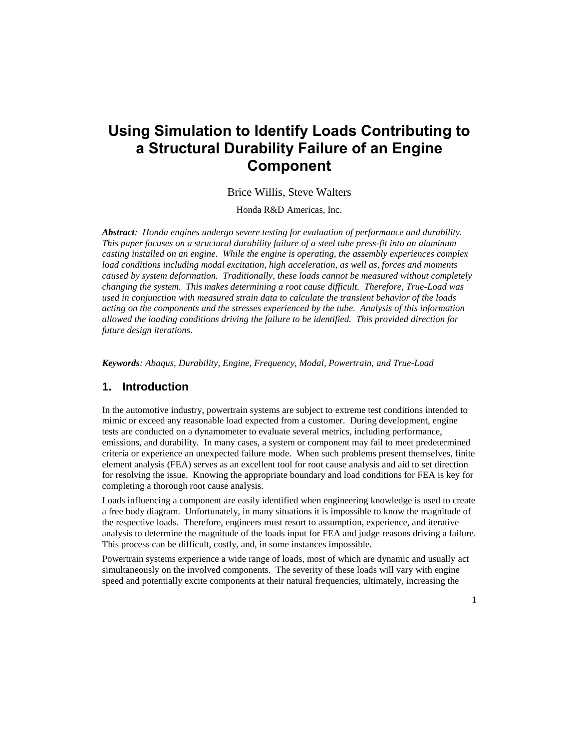# Using Simulation to Identify Loads Contributing to a Structural Durability Failure of an Engine Component

Brice Willis, Steve Walters

Honda R&D Americas, Inc.

***Abstract**: Honda engines undergo severe testing for evaluation of performance and durability. This paper focuses on a structural durability failure of a steel tube press-fit into an aluminum casting installed on an engine. While the engine is operating, the assembly experiences complex load conditions including modal excitation, high acceleration, as well as, forces and moments caused by system deformation. Traditionally, these loads cannot be measured without completely changing the system. This makes determining a root cause difficult. Therefore, True-Load was used in conjunction with measured strain data to calculate the transient behavior of the loads acting on the components and the stresses experienced by the tube. Analysis of this information allowed the loading conditions driving the failure to be identified. This provided direction for future design iterations.*

***Keywords**: Abaqus, Durability, Engine, Frequency, Modal, Powertrain, and True-Load*

## 1. Introduction

In the automotive industry, powertrain systems are subject to extreme test conditions intended to mimic or exceed any reasonable load expected from a customer. During development, engine tests are conducted on a dynamometer to evaluate several metrics, including performance, emissions, and durability. In many cases, a system or component may fail to meet predetermined criteria or experience an unexpected failure mode. When such problems present themselves, finite element analysis (FEA) serves as an excellent tool for root cause analysis and aid to set direction for resolving the issue. Knowing the appropriate boundary and load conditions for FEA is key for completing a thorough root cause analysis.

Loads influencing a component are easily identified when engineering knowledge is used to create a free body diagram. Unfortunately, in many situations it is impossible to know the magnitude of the respective loads. Therefore, engineers must resort to assumption, experience, and iterative analysis to determine the magnitude of the loads input for FEA and judge reasons driving a failure. This process can be difficult, costly, and, in some instances impossible.

Powertrain systems experience a wide range of loads, most of which are dynamic and usually act simultaneously on the involved components. The severity of these loads will vary with engine speed and potentially excite components at their natural frequencies, ultimately, increasing the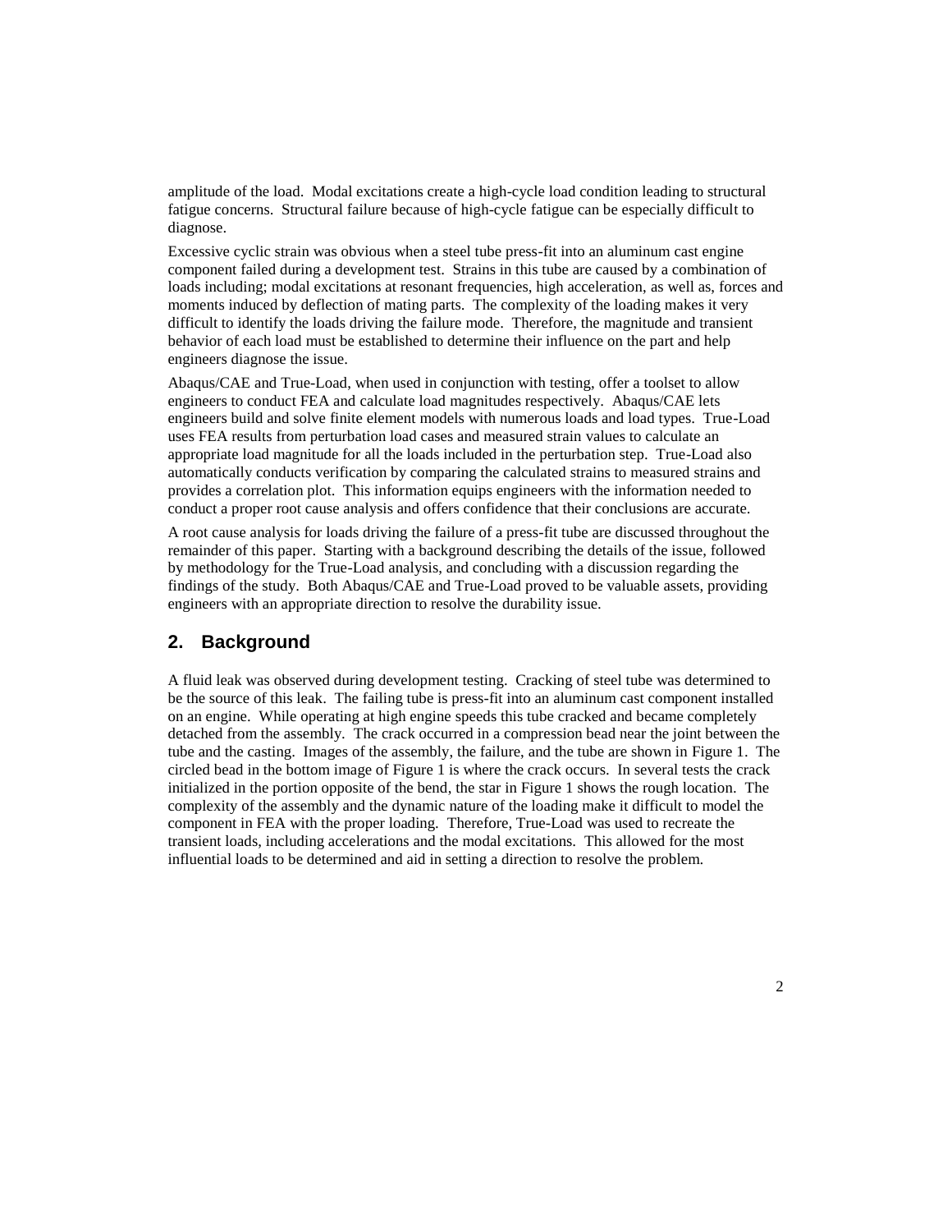amplitude of the load. Modal excitations create a high-cycle load condition leading to structural fatigue concerns. Structural failure because of high-cycle fatigue can be especially difficult to diagnose.

Excessive cyclic strain was obvious when a steel tube press-fit into an aluminum cast engine component failed during a development test. Strains in this tube are caused by a combination of loads including; modal excitations at resonant frequencies, high acceleration, as well as, forces and moments induced by deflection of mating parts. The complexity of the loading makes it very difficult to identify the loads driving the failure mode. Therefore, the magnitude and transient behavior of each load must be established to determine their influence on the part and help engineers diagnose the issue.

Abaqus/CAE and True-Load, when used in conjunction with testing, offer a toolset to allow engineers to conduct FEA and calculate load magnitudes respectively. Abaqus/CAE lets engineers build and solve finite element models with numerous loads and load types. True-Load uses FEA results from perturbation load cases and measured strain values to calculate an appropriate load magnitude for all the loads included in the perturbation step. True-Load also automatically conducts verification by comparing the calculated strains to measured strains and provides a correlation plot. This information equips engineers with the information needed to conduct a proper root cause analysis and offers confidence that their conclusions are accurate.

A root cause analysis for loads driving the failure of a press-fit tube are discussed throughout the remainder of this paper. Starting with a background describing the details of the issue, followed by methodology for the True-Load analysis, and concluding with a discussion regarding the findings of the study. Both Abaqus/CAE and True-Load proved to be valuable assets, providing engineers with an appropriate direction to resolve the durability issue.

## 2. Background

A fluid leak was observed during development testing. Cracking of steel tube was determined to be the source of this leak. The failing tube is press-fit into an aluminum cast component installed on an engine. While operating at high engine speeds this tube cracked and became completely detached from the assembly. The crack occurred in a compression bead near the joint between the tube and the casting. Images of the assembly, the failure, and the tube are shown in Figure 1. The circled bead in the bottom image of Figure 1 is where the crack occurs. In several tests the crack initialized in the portion opposite of the bend, the star in Figure 1 shows the rough location. The complexity of the assembly and the dynamic nature of the loading make it difficult to model the component in FEA with the proper loading. Therefore, True-Load was used to recreate the transient loads, including accelerations and the modal excitations. This allowed for the most influential loads to be determined and aid in setting a direction to resolve the problem.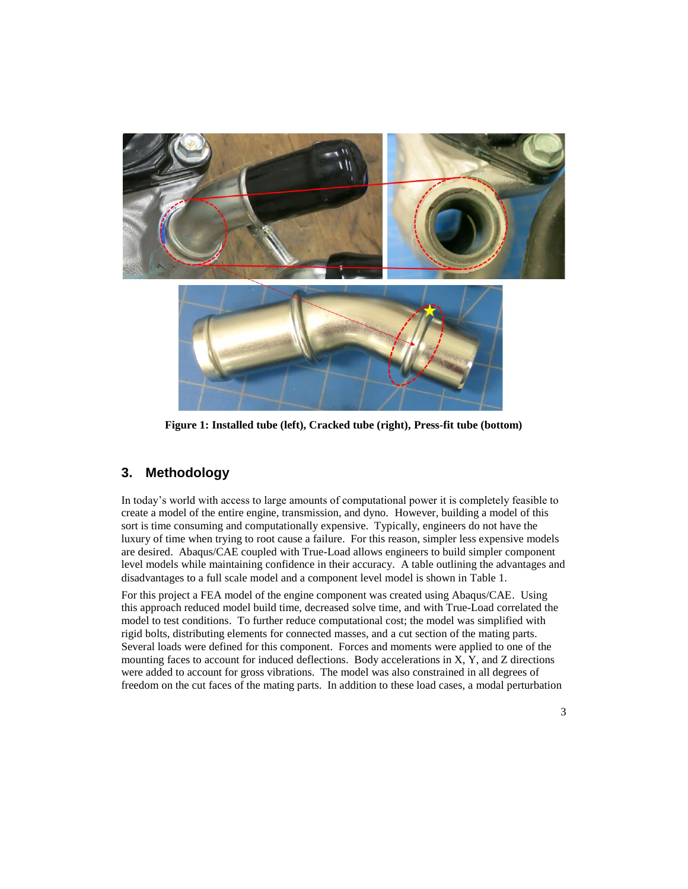Figure 1: Installed tube (left), Cracked tube (right), Press-fit tube (bottom)

## 3. Methodology

In today's world with access to large amounts of computational power it is completely feasible to create a model of the entire engine, transmission, and dyno. However, building a model of this sort is time consuming and computationally expensive. Typically, engineers do not have the luxury of time when trying to root cause a failure. For this reason, simpler less expensive models are desired. Abaqus/CAE coupled with True-Load allows engineers to build simpler component level models while maintaining confidence in their accuracy. A table outlining the advantages and disadvantages to a full scale model and a component level model is shown in Table 1.

For this project a FEA model of the engine component was created using Abaqus/CAE. Using this approach reduced model build time, decreased solve time, and with True-Load correlated the model to test conditions. To further reduce computational cost; the model was simplified with rigid bolts, distributing elements for connected masses, and a cut section of the mating parts. Several loads were defined for this component. Forces and moments were applied to one of the mounting faces to account for induced deflections. Body accelerations in X, Y, and Z directions were added to account for gross vibrations. The model was also constrained in all degrees of freedom on the cut faces of the mating parts. In addition to these load cases, a modal perturbation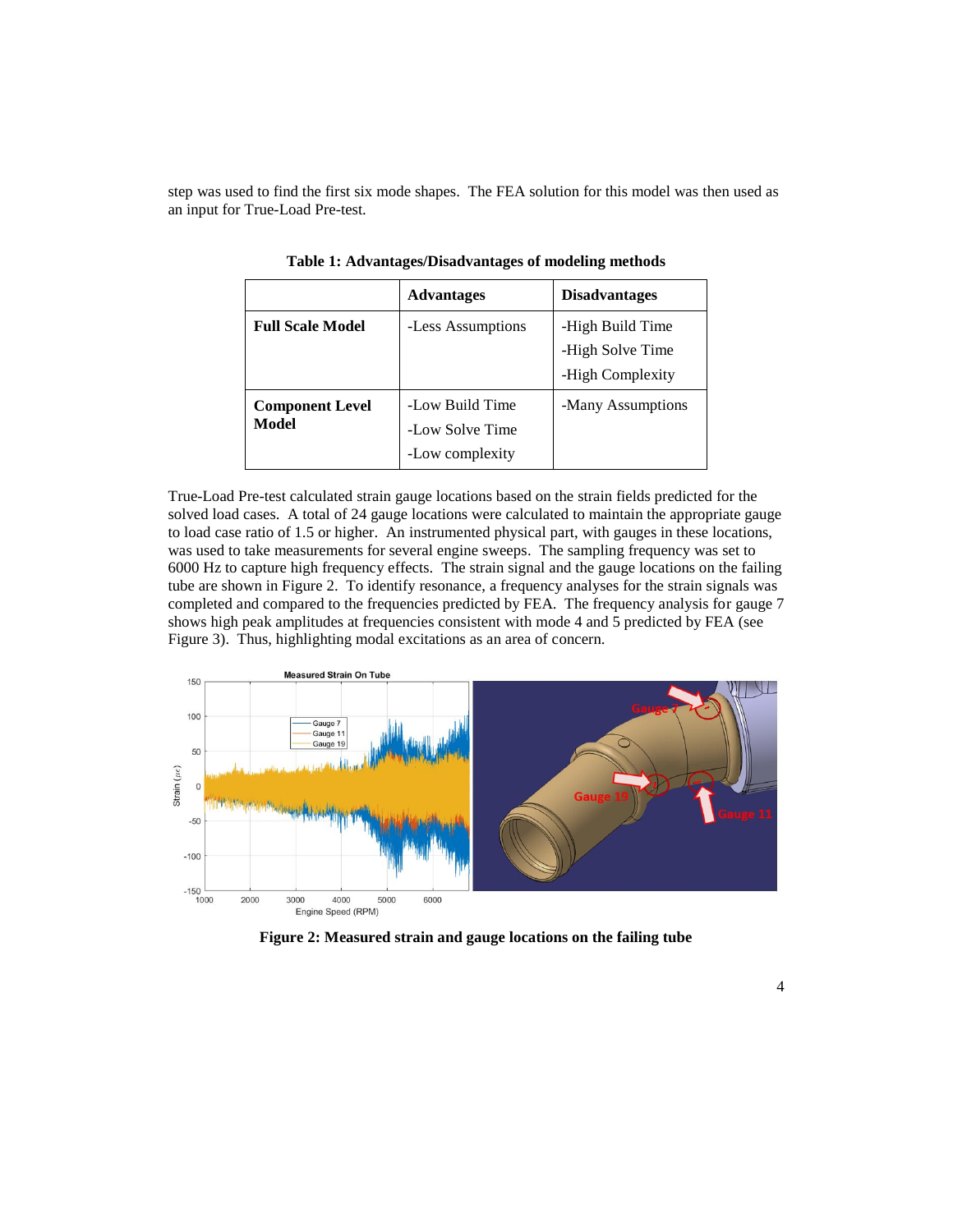step was used to find the first six mode shapes. The FEA solution for this model was then used as an input for True-Load Pre-test.

**Table 1: Advantages/Disadvantages of modeling methods**

| | **Advantages** | **Disadvantages** |
|---|---|---|
| **Full Scale Model** | -Less Assumptions | -High Build Time<br>-High Solve Time<br>-High Complexity |
| **Component Level Model** | -Low Build Time<br>-Low Solve Time<br>-Low complexity | -Many Assumptions |

True-Load Pre-test calculated strain gauge locations based on the strain fields predicted for the solved load cases. A total of 24 gauge locations were calculated to maintain the appropriate gauge to load case ratio of 1.5 or higher. An instrumented physical part, with gauges in these locations, was used to take measurements for several engine sweeps. The sampling frequency was set to 6000 Hz to capture high frequency effects. The strain signal and the gauge locations on the failing tube are shown in Figure 2. To identify resonance, a frequency analyses for the strain signals was completed and compared to the frequencies predicted by FEA. The frequency analysis for gauge 7 shows high peak amplitudes at frequencies consistent with mode 4 and 5 predicted by FEA (see Figure 3). Thus, highlighting modal excitations as an area of concern.

**Figure 2: Measured strain and gauge locations on the failing tube**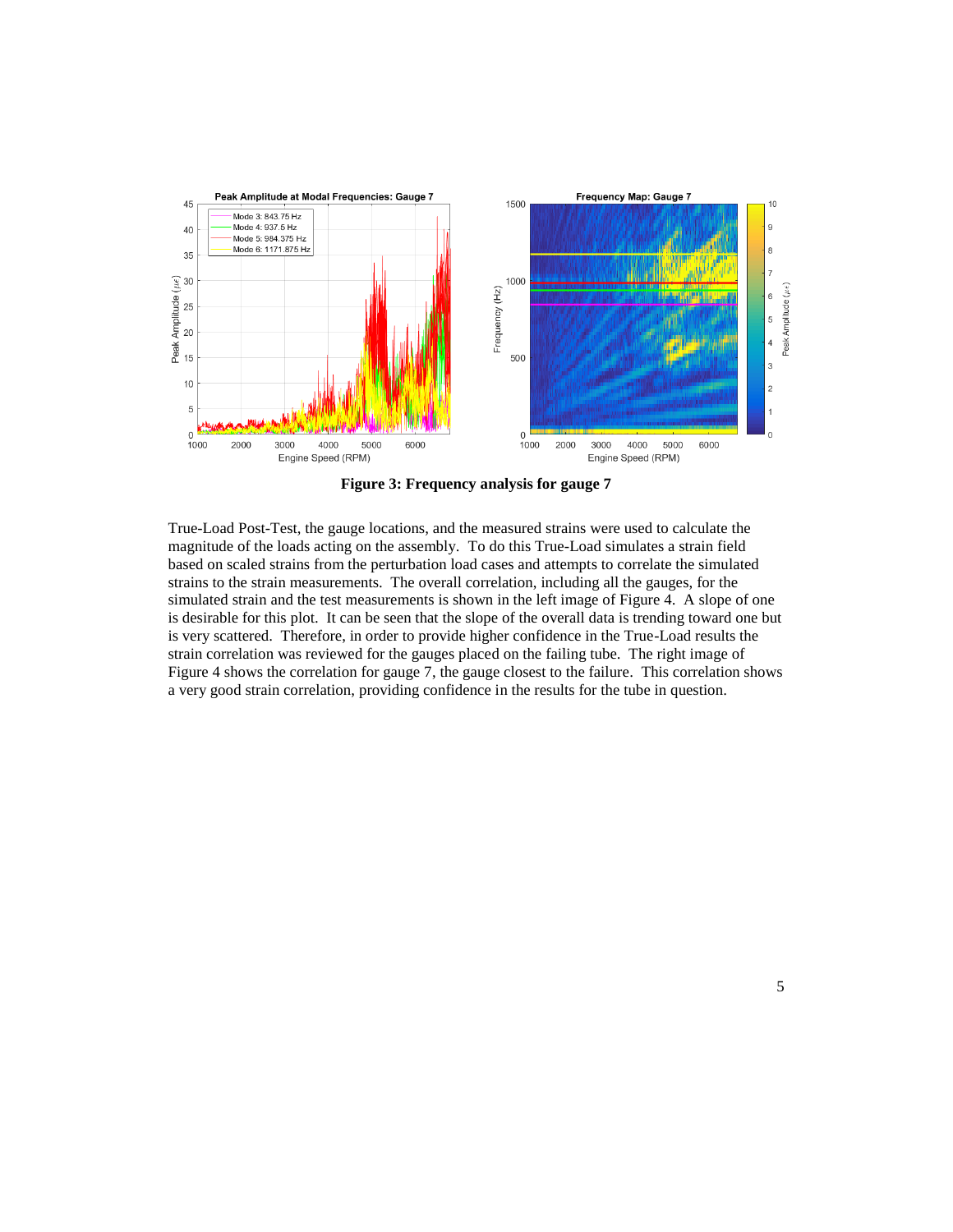**Figure 3: Frequency analysis for gauge 7**

True-Load Post-Test, the gauge locations, and the measured strains were used to calculate the magnitude of the loads acting on the assembly. To do this True-Load simulates a strain field based on scaled strains from the perturbation load cases and attempts to correlate the simulated strains to the strain measurements. The overall correlation, including all the gauges, for the simulated strain and the test measurements is shown in the left image of Figure 4. A slope of one is desirable for this plot. It can be seen that the slope of the overall data is trending toward one but is very scattered. Therefore, in order to provide higher confidence in the True-Load results the strain correlation was reviewed for the gauges placed on the failing tube. The right image of Figure 4 shows the correlation for gauge 7, the gauge closest to the failure. This correlation shows a very good strain correlation, providing confidence in the results for the tube in question.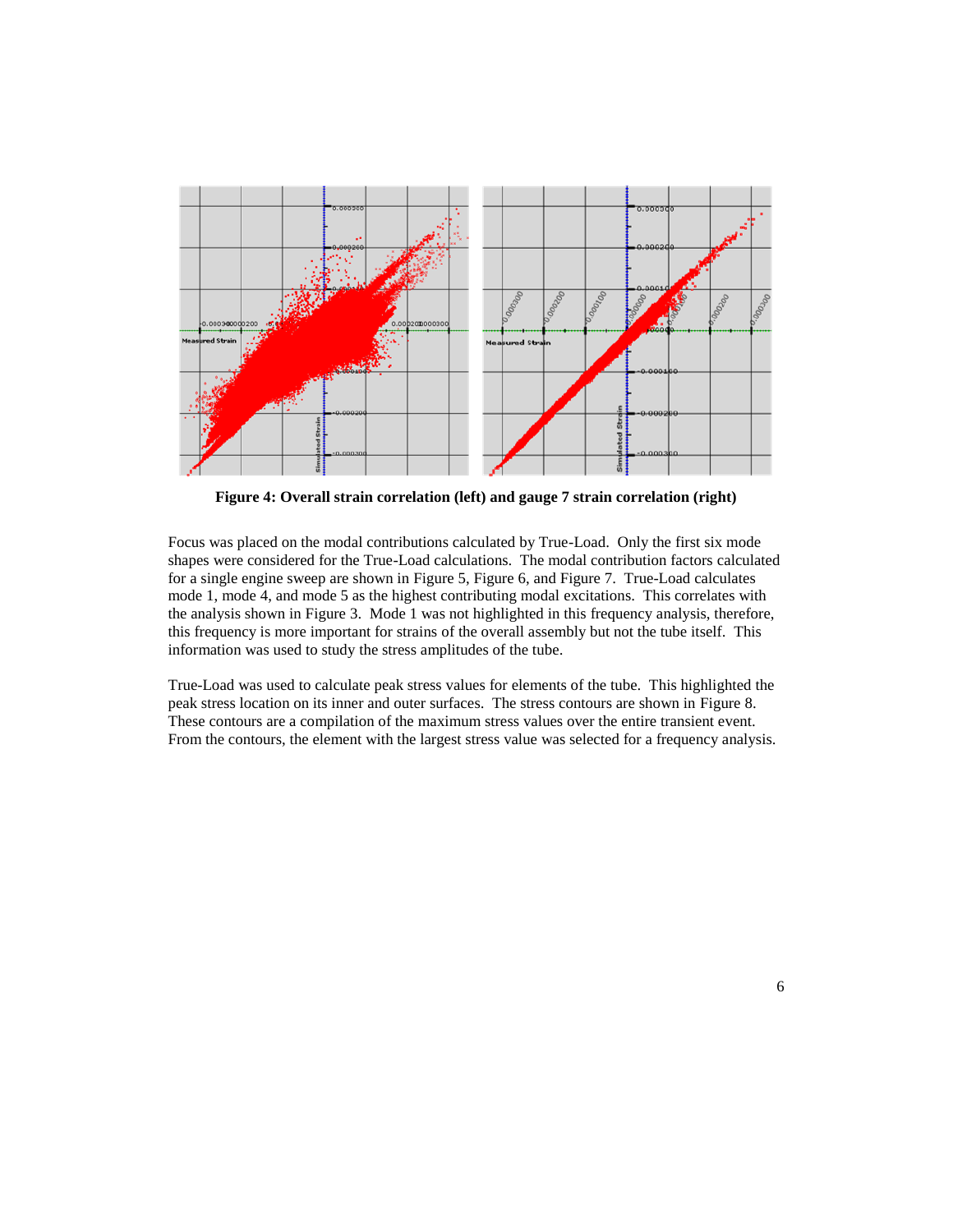Figure 4: Overall strain correlation (left) and gauge 7 strain correlation (right)

Focus was placed on the modal contributions calculated by True-Load. Only the first six mode shapes were considered for the True-Load calculations. The modal contribution factors calculated for a single engine sweep are shown in Figure 5, Figure 6, and Figure 7. True-Load calculates mode 1, mode 4, and mode 5 as the highest contributing modal excitations. This correlates with the analysis shown in Figure 3. Mode 1 was not highlighted in this frequency analysis, therefore, this frequency is more important for strains of the overall assembly but not the tube itself. This information was used to study the stress amplitudes of the tube.

True-Load was used to calculate peak stress values for elements of the tube. This highlighted the peak stress location on its inner and outer surfaces. The stress contours are shown in Figure 8. These contours are a compilation of the maximum stress values over the entire transient event. From the contours, the element with the largest stress value was selected for a frequency analysis.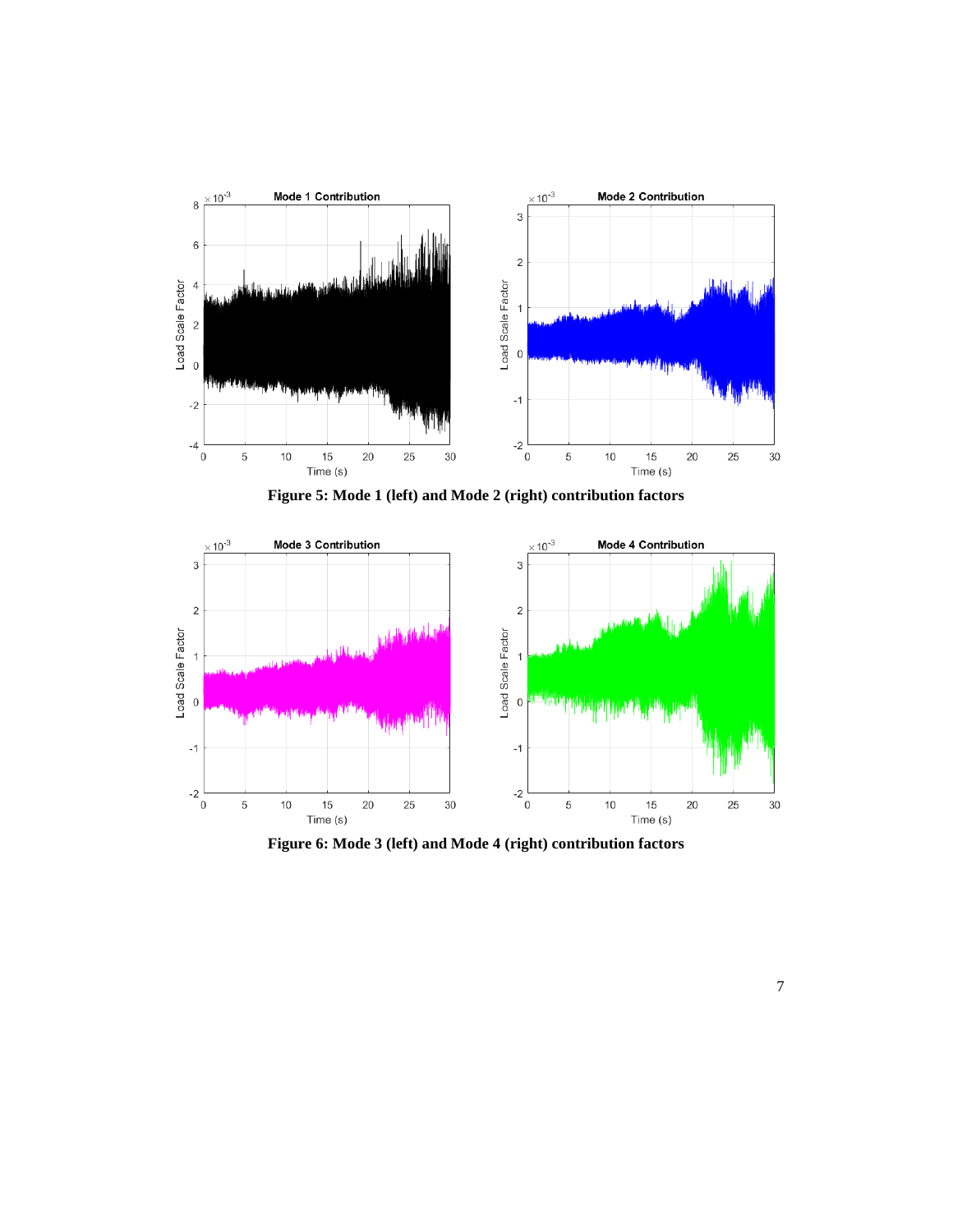**Figure 5: Mode 1 (left) and Mode 2 (right) contribution factors**

**Figure 6: Mode 3 (left) and Mode 4 (right) contribution factors**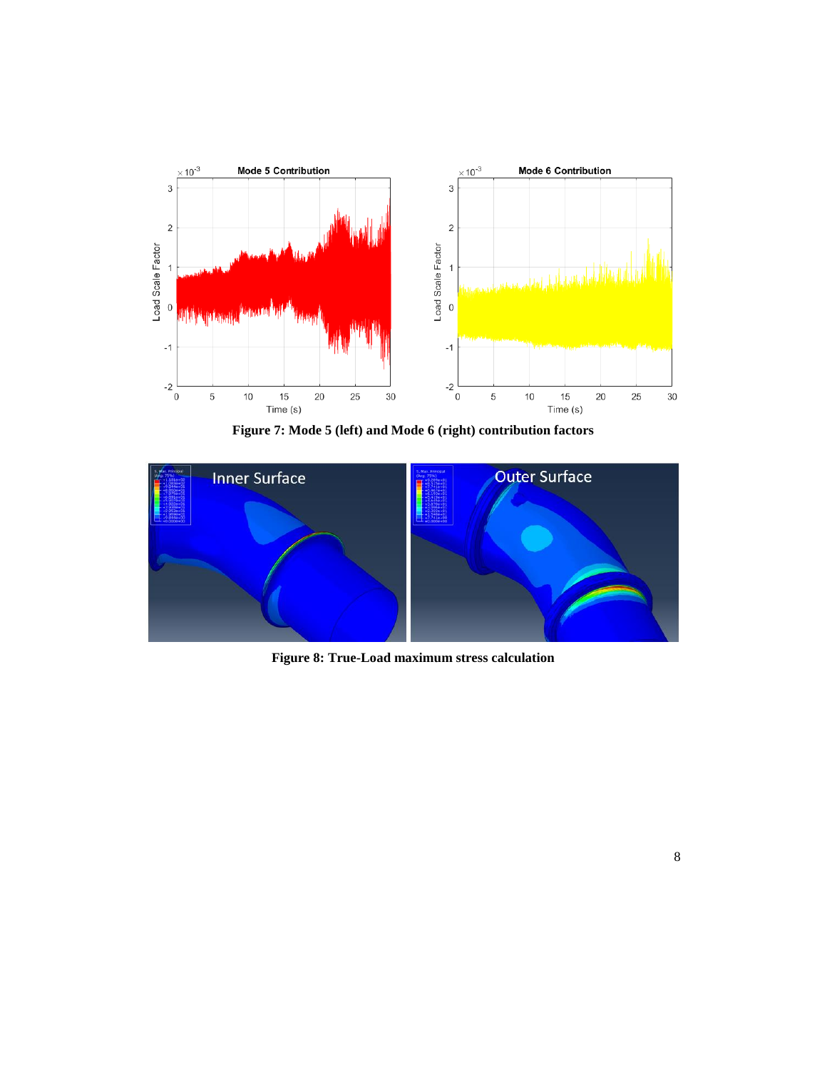**Figure 7: Mode 5 (left) and Mode 6 (right) contribution factors**

**Figure 8: True-Load maximum stress calculation**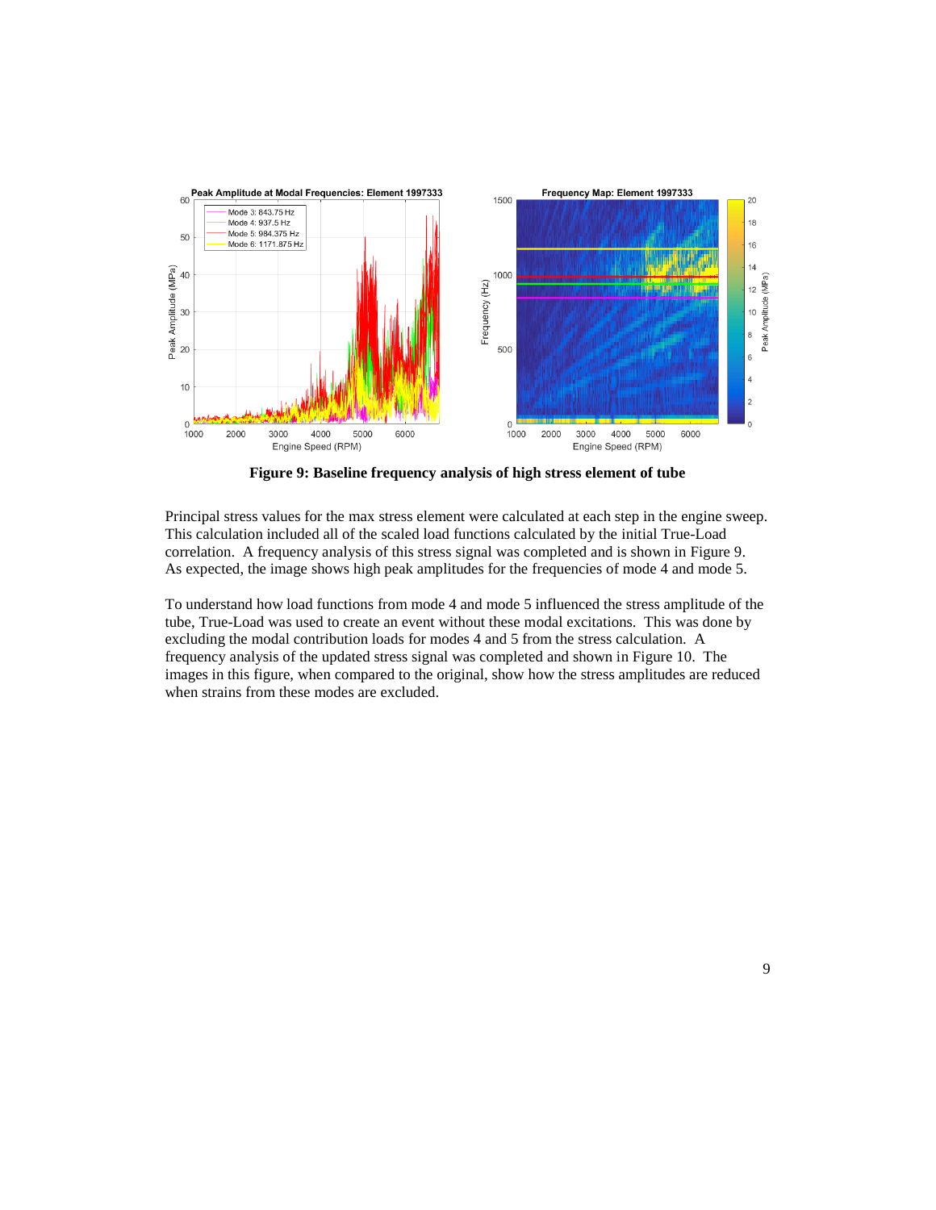**Figure 9: Baseline frequency analysis of high stress element of tube**

Principal stress values for the max stress element were calculated at each step in the engine sweep. This calculation included all of the scaled load functions calculated by the initial True-Load correlation. A frequency analysis of this stress signal was completed and is shown in Figure 9. As expected, the image shows high peak amplitudes for the frequencies of mode 4 and mode 5.

To understand how load functions from mode 4 and mode 5 influenced the stress amplitude of the tube, True-Load was used to create an event without these modal excitations. This was done by excluding the modal contribution loads for modes 4 and 5 from the stress calculation. A frequency analysis of the updated stress signal was completed and shown in Figure 10. The images in this figure, when compared to the original, show how the stress amplitudes are reduced when strains from these modes are excluded.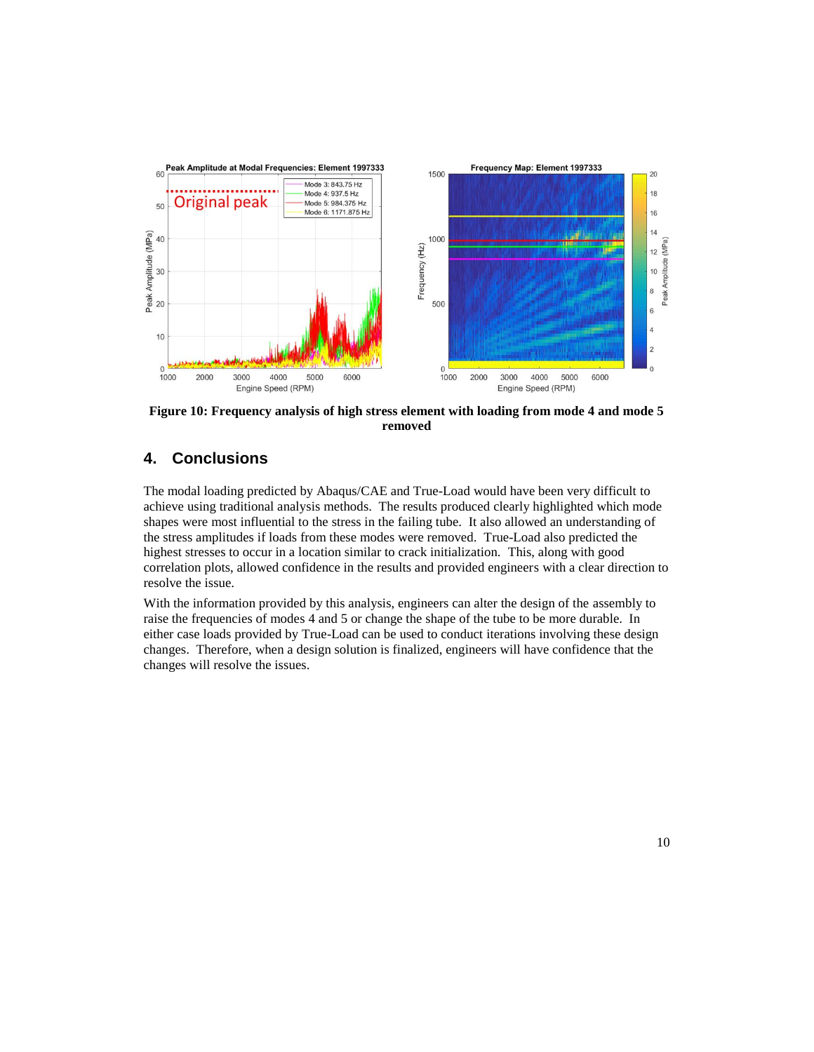Peak Amplitude at Modal Frequencies: Element 1997333

Original peak

Mode 3: 843.75 Hz
Mode 4: 937.5 Hz
Mode 5: 984.375 Hz
Mode 6: 1171.875 Hz

Peak Amplitude (MPa)

0
10
20
30
40
50
60

1000 2000 3000 4000 5000 6000

Engine Speed (RPM)

Frequency Map: Element 1997333

Frequency (Hz)

0
500
1000
1500

1000 2000 3000 4000 5000 6000

Engine Speed (RPM)

Peak Amplitude (MPa)

0 2 4 6 8 10 12 14 16 18 20

**Figure 10: Frequency analysis of high stress element with loading from mode 4 and mode 5 removed**

## 4. Conclusions

The modal loading predicted by Abaqus/CAE and True-Load would have been very difficult to achieve using traditional analysis methods. The results produced clearly highlighted which mode shapes were most influential to the stress in the failing tube. It also allowed an understanding of the stress amplitudes if loads from these modes were removed. True-Load also predicted the highest stresses to occur in a location similar to crack initialization. This, along with good correlation plots, allowed confidence in the results and provided engineers with a clear direction to resolve the issue.

With the information provided by this analysis, engineers can alter the design of the assembly to raise the frequencies of modes 4 and 5 or change the shape of the tube to be more durable. In either case loads provided by True-Load can be used to conduct iterations involving these design changes. Therefore, when a design solution is finalized, engineers will have confidence that the changes will resolve the issues.